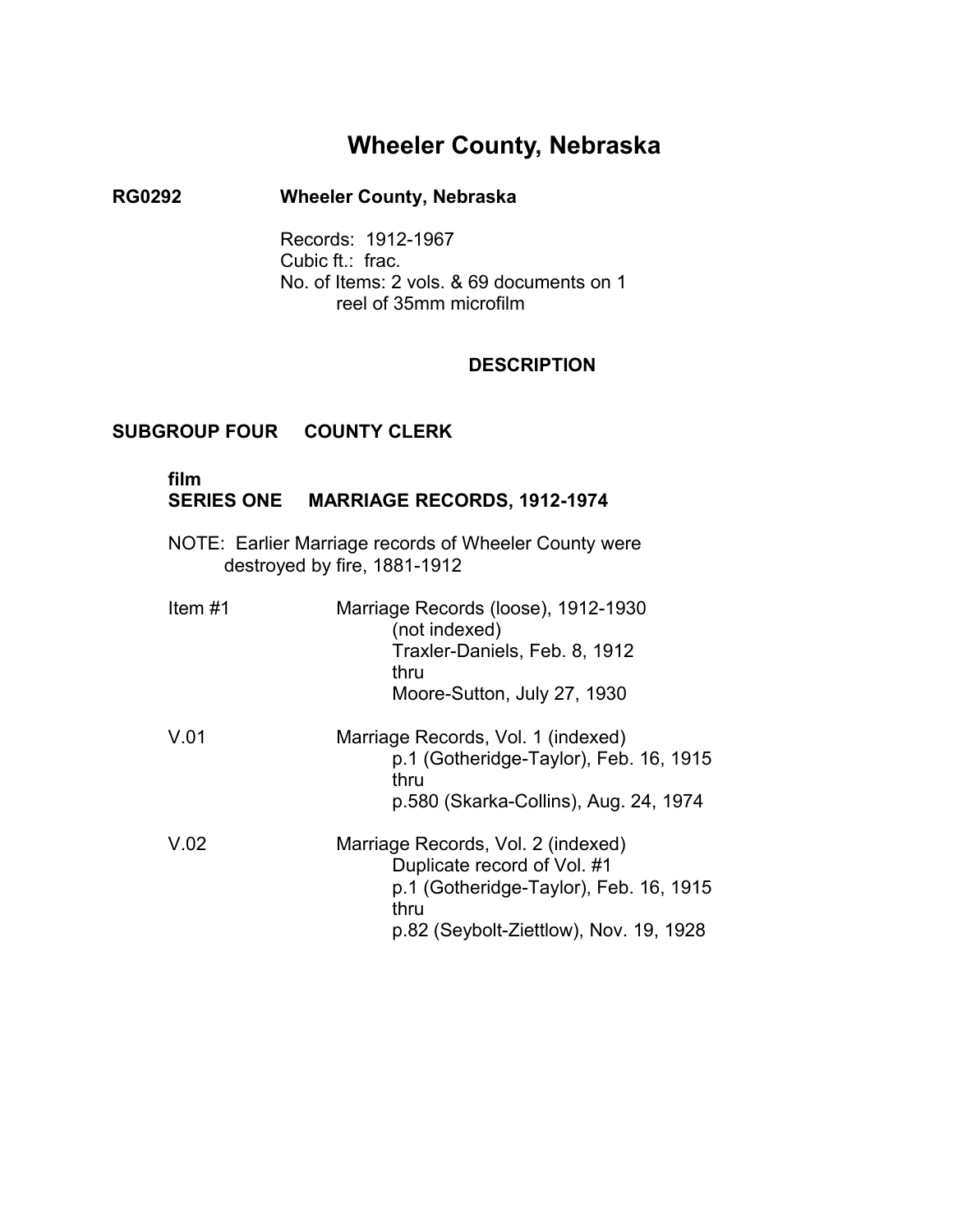# Wheeler County, Nebraska

**RG0292 Wheeler County, Nebraska**

Records: 1912-1967
Cubic ft.: frac.
No. of Items: 2 vols. & 69 documents on 1 reel of 35mm microfilm

## DESCRIPTION

## SUBGROUP FOUR COUNTY CLERK

### film
### SERIES ONE MARRIAGE RECORDS, 1912-1974

NOTE: Earlier Marriage records of Wheeler County were destroyed by fire, 1881-1912

Item #1 — Marriage Records (loose), 1912-1930
(not indexed)
Traxler-Daniels, Feb. 8, 1912
thru
Moore-Sutton, July 27, 1930

V.01 — Marriage Records, Vol. 1 (indexed)
p.1 (Gotheridge-Taylor), Feb. 16, 1915
thru
p.580 (Skarka-Collins), Aug. 24, 1974

V.02 — Marriage Records, Vol. 2 (indexed)
Duplicate record of Vol. #1
p.1 (Gotheridge-Taylor), Feb. 16, 1915
thru
p.82 (Seybolt-Ziettlow), Nov. 19, 1928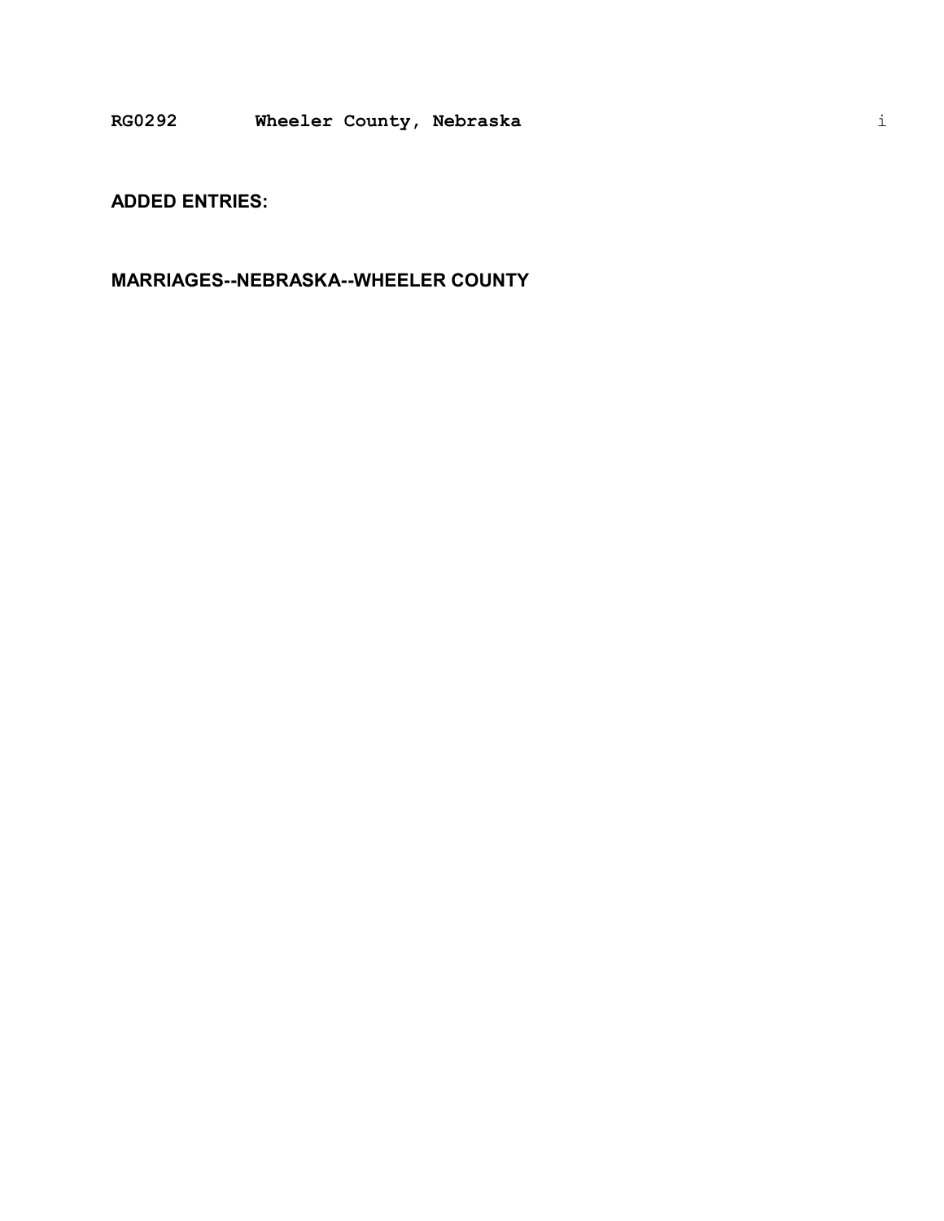**ADDED ENTRIES:**

**MARRIAGES--NEBRASKA--WHEELER COUNTY**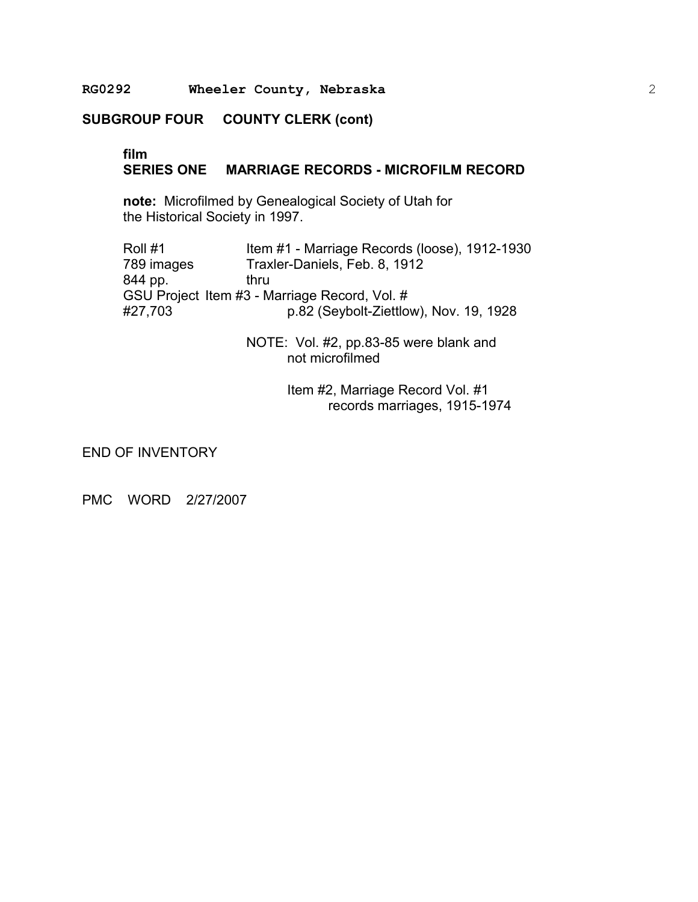**RG0292 Wheeler County, Nebraska**

## SUBGROUP FOUR COUNTY CLERK (cont)

### film
### SERIES ONE MARRIAGE RECORDS - MICROFILM RECORD

**note:** Microfilmed by Genealogical Society of Utah for the Historical Society in 1997.

| | |
|---|---|
| Roll #1 | Item #1 - Marriage Records (loose), 1912-1930 |
| 789 images | Traxler-Daniels, Feb. 8, 1912 |
| 844 pp. | thru |
| GSU Project | Item #3 - Marriage Record, Vol. # |
| #27,703 | p.82 (Seybolt-Ziettlow), Nov. 19, 1928 |
| | NOTE: Vol. #2, pp.83-85 were blank and not microfilmed |
| | Item #2, Marriage Record Vol. #1 records marriages, 1915-1974 |

END OF INVENTORY

PMC WORD 2/27/2007